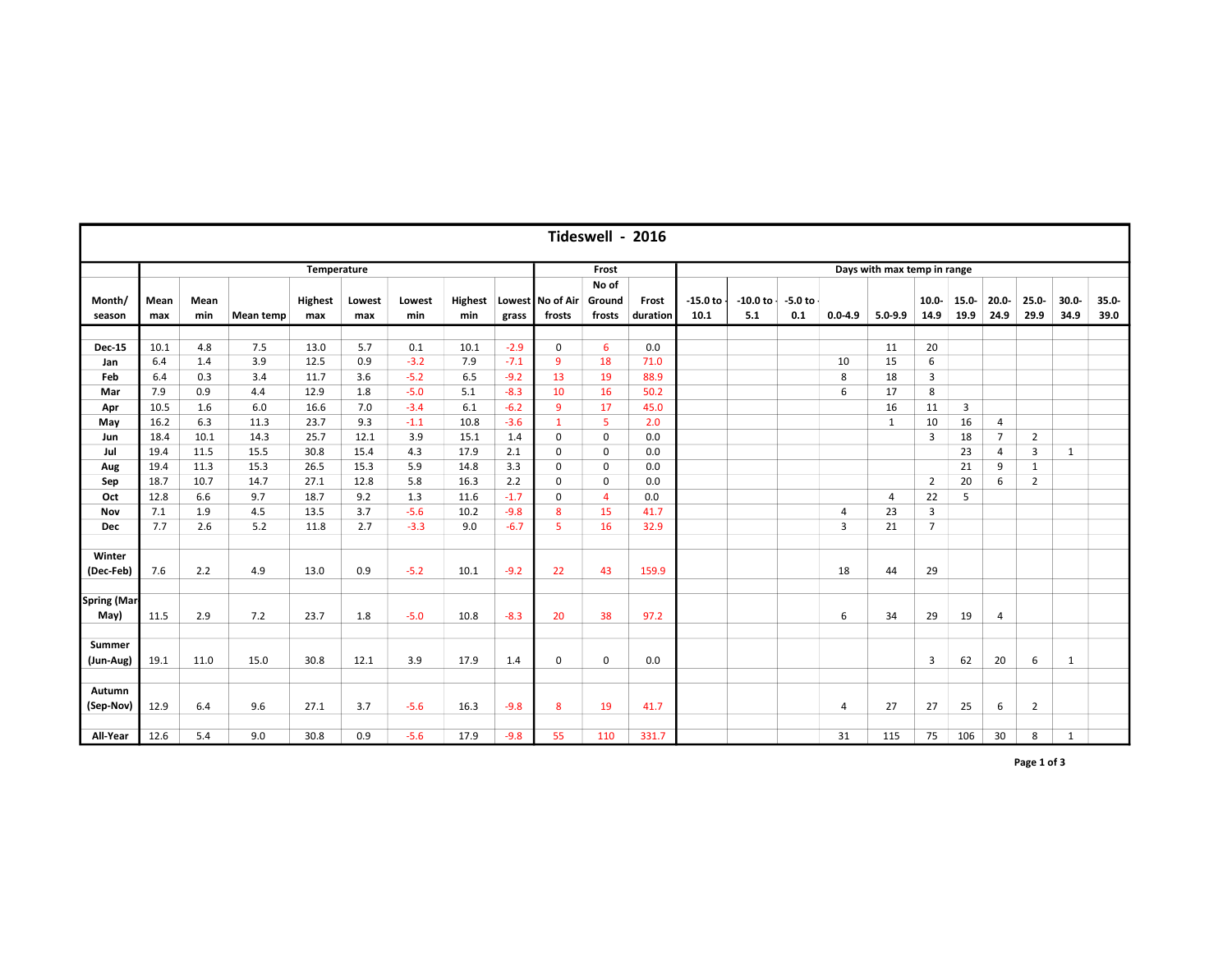# Tideswell - 2016

| Month/ season | Temperature | | | | | | | | Frost | | | Days with max temp in range | | | | | | | | | | |
|---|---|---|---|---|---|---|---|---|---|---|---|---|---|---|---|---|---|---|---|---|---|---|
| | Mean max | Mean min | Mean temp | Highest max | Lowest max | Lowest min | Highest min | Lowest grass | No of Air frosts | No of Ground frosts | Frost duration | -15.0 to -10.1 | -10.0 to -5.1 | -5.0 to -0.1 | 0.0-4.9 | 5.0-9.9 | 10.0-14.9 | 15.0-19.9 | 20.0-24.9 | 25.0-29.9 | 30.0-34.9 | 35.0-39.0 |
| **Dec-15** | 10.1 | 4.8 | 7.5 | 13.0 | 5.7 | 0.1 | 10.1 | -2.9 | 0 | 6 | 0.0 | | | | | 11 | 20 | | | | | |
| **Jan** | 6.4 | 1.4 | 3.9 | 12.5 | 0.9 | -3.2 | 7.9 | -7.1 | 9 | 18 | 71.0 | | | | 10 | 15 | 6 | | | | | |
| **Feb** | 6.4 | 0.3 | 3.4 | 11.7 | 3.6 | -5.2 | 6.5 | -9.2 | 13 | 19 | 88.9 | | | | 8 | 18 | 3 | | | | | |
| **Mar** | 7.9 | 0.9 | 4.4 | 12.9 | 1.8 | -5.0 | 5.1 | -8.3 | 10 | 16 | 50.2 | | | | 6 | 17 | 8 | | | | | |
| **Apr** | 10.5 | 1.6 | 6.0 | 16.6 | 7.0 | -3.4 | 6.1 | -6.2 | 9 | 17 | 45.0 | | | | | 16 | 11 | 3 | | | | |
| **May** | 16.2 | 6.3 | 11.3 | 23.7 | 9.3 | -1.1 | 10.8 | -3.6 | 1 | 5 | 2.0 | | | | | 1 | 10 | 16 | 4 | | | |
| **Jun** | 18.4 | 10.1 | 14.3 | 25.7 | 12.1 | 3.9 | 15.1 | 1.4 | 0 | 0 | 0.0 | | | | | | 3 | 18 | 7 | 2 | | |
| **Jul** | 19.4 | 11.5 | 15.5 | 30.8 | 15.4 | 4.3 | 17.9 | 2.1 | 0 | 0 | 0.0 | | | | | | | 23 | 4 | 3 | 1 | |
| **Aug** | 19.4 | 11.3 | 15.3 | 26.5 | 15.3 | 5.9 | 14.8 | 3.3 | 0 | 0 | 0.0 | | | | | | | 21 | 9 | 1 | | |
| **Sep** | 18.7 | 10.7 | 14.7 | 27.1 | 12.8 | 5.8 | 16.3 | 2.2 | 0 | 0 | 0.0 | | | | | | 2 | 20 | 6 | 2 | | |
| **Oct** | 12.8 | 6.6 | 9.7 | 18.7 | 9.2 | 1.3 | 11.6 | -1.7 | 0 | 4 | 0.0 | | | | | 4 | 22 | 5 | | | | |
| **Nov** | 7.1 | 1.9 | 4.5 | 13.5 | 3.7 | -5.6 | 10.2 | -9.8 | 8 | 15 | 41.7 | | | | 4 | 23 | 3 | | | | | |
| **Dec** | 7.7 | 2.6 | 5.2 | 11.8 | 2.7 | -3.3 | 9.0 | -6.7 | 5 | 16 | 32.9 | | | | 3 | 21 | 7 | | | | | |
| **Winter (Dec-Feb)** | 7.6 | 2.2 | 4.9 | 13.0 | 0.9 | -5.2 | 10.1 | -9.2 | 22 | 43 | 159.9 | | | | 18 | 44 | 29 | | | | | |
| **Spring (Mar-May)** | 11.5 | 2.9 | 7.2 | 23.7 | 1.8 | -5.0 | 10.8 | -8.3 | 20 | 38 | 97.2 | | | | 6 | 34 | 29 | 19 | 4 | | | |
| **Summer (Jun-Aug)** | 19.1 | 11.0 | 15.0 | 30.8 | 12.1 | 3.9 | 17.9 | 1.4 | 0 | 0 | 0.0 | | | | | | 3 | 62 | 20 | 6 | 1 | |
| **Autumn (Sep-Nov)** | 12.9 | 6.4 | 9.6 | 27.1 | 3.7 | -5.6 | 16.3 | -9.8 | 8 | 19 | 41.7 | | | | 4 | 27 | 27 | 25 | 6 | 2 | | |
| **All-Year** | 12.6 | 5.4 | 9.0 | 30.8 | 0.9 | -5.6 | 17.9 | -9.8 | 55 | 110 | 331.7 | | | | 31 | 115 | 75 | 106 | 30 | 8 | 1 | |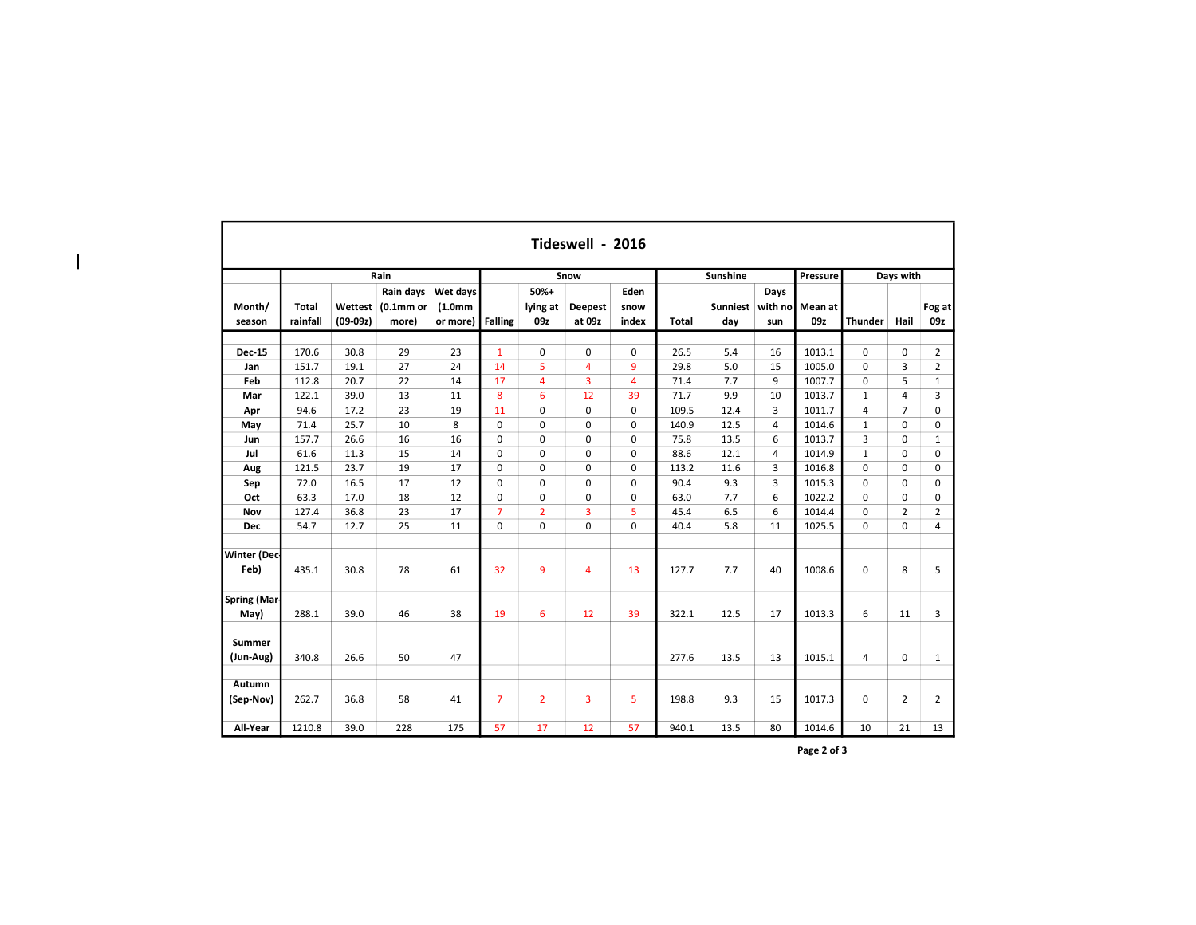# Tideswell - 2016

| Month/ season | Rain | | | | Snow | | | | Sunshine | | | Pressure | Days with | | |
|---|---|---|---|---|---|---|---|---|---|---|---|---|---|---|---|
| | Total rainfall | Wettest (09-09z) | Rain days (0.1mm or more) | Wet days (1.0mm or more) | Falling | 50%+ lying at 09z | Deepest at 09z | Eden snow index | Total | Sunniest day | Days with no sun | Mean at 09z | Thunder | Hail | Fog at 09z |
| Dec-15 | 170.6 | 30.8 | 29 | 23 | 1 | 0 | 0 | 0 | 26.5 | 5.4 | 16 | 1013.1 | 0 | 0 | 2 |
| Jan | 151.7 | 19.1 | 27 | 24 | 14 | 5 | 4 | 9 | 29.8 | 5.0 | 15 | 1005.0 | 0 | 3 | 2 |
| Feb | 112.8 | 20.7 | 22 | 14 | 17 | 4 | 3 | 4 | 71.4 | 7.7 | 9 | 1007.7 | 0 | 5 | 1 |
| Mar | 122.1 | 39.0 | 13 | 11 | 8 | 6 | 12 | 39 | 71.7 | 9.9 | 10 | 1013.7 | 1 | 4 | 3 |
| Apr | 94.6 | 17.2 | 23 | 19 | 11 | 0 | 0 | 0 | 109.5 | 12.4 | 3 | 1011.7 | 4 | 7 | 0 |
| May | 71.4 | 25.7 | 10 | 8 | 0 | 0 | 0 | 0 | 140.9 | 12.5 | 4 | 1014.6 | 1 | 0 | 0 |
| Jun | 157.7 | 26.6 | 16 | 16 | 0 | 0 | 0 | 0 | 75.8 | 13.5 | 6 | 1013.7 | 3 | 0 | 1 |
| Jul | 61.6 | 11.3 | 15 | 14 | 0 | 0 | 0 | 0 | 88.6 | 12.1 | 4 | 1014.9 | 1 | 0 | 0 |
| Aug | 121.5 | 23.7 | 19 | 17 | 0 | 0 | 0 | 0 | 113.2 | 11.6 | 3 | 1016.8 | 0 | 0 | 0 |
| Sep | 72.0 | 16.5 | 17 | 12 | 0 | 0 | 0 | 0 | 90.4 | 9.3 | 3 | 1015.3 | 0 | 0 | 0 |
| Oct | 63.3 | 17.0 | 18 | 12 | 0 | 0 | 0 | 0 | 63.0 | 7.7 | 6 | 1022.2 | 0 | 0 | 0 |
| Nov | 127.4 | 36.8 | 23 | 17 | 7 | 2 | 3 | 5 | 45.4 | 6.5 | 6 | 1014.4 | 0 | 2 | 2 |
| Dec | 54.7 | 12.7 | 25 | 11 | 0 | 0 | 0 | 0 | 40.4 | 5.8 | 11 | 1025.5 | 0 | 0 | 4 |
| Winter (Dec-Feb) | 435.1 | 30.8 | 78 | 61 | 32 | 9 | 4 | 13 | 127.7 | 7.7 | 40 | 1008.6 | 0 | 8 | 5 |
| Spring (Mar-May) | 288.1 | 39.0 | 46 | 38 | 19 | 6 | 12 | 39 | 322.1 | 12.5 | 17 | 1013.3 | 6 | 11 | 3 |
| Summer (Jun-Aug) | 340.8 | 26.6 | 50 | 47 | | | | | 277.6 | 13.5 | 13 | 1015.1 | 4 | 0 | 1 |
| Autumn (Sep-Nov) | 262.7 | 36.8 | 58 | 41 | 7 | 2 | 3 | 5 | 198.8 | 9.3 | 15 | 1017.3 | 0 | 2 | 2 |
| All-Year | 1210.8 | 39.0 | 228 | 175 | 57 | 17 | 12 | 57 | 940.1 | 13.5 | 80 | 1014.6 | 10 | 21 | 13 |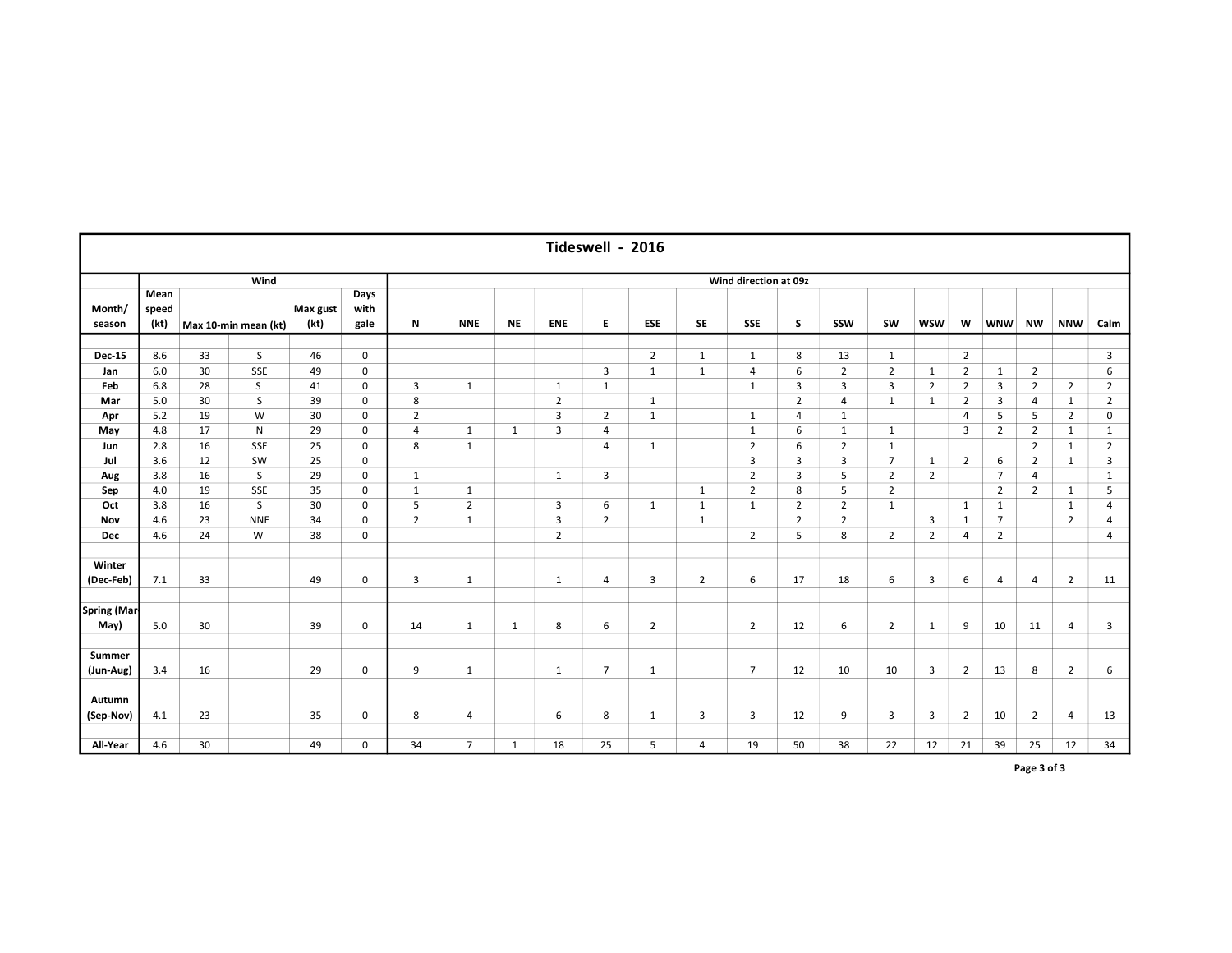# Tideswell - 2016

| | Wind | | | | | Wind direction at 09z | | | | | | | | | | | | | | | | |
|---|---|---|---|---|---|---|---|---|---|---|---|---|---|---|---|---|---|---|---|---|---|---|
| Month/ season | Mean speed (kt) | Max 10-min mean (kt) | | Max gust (kt) | Days with gale | N | NNE | NE | ENE | E | ESE | SE | SSE | S | SSW | SW | WSW | W | WNW | NW | NNW | Calm |
| Dec-15 | 8.6 | 33 | S | 46 | 0 | | | | | | 2 | 1 | 1 | 8 | 13 | 1 | | 2 | | | | 3 |
| Jan | 6.0 | 30 | SSE | 49 | 0 | | | | | 3 | 1 | 1 | 4 | 6 | 2 | 2 | 1 | 2 | 1 | 2 | | 6 |
| Feb | 6.8 | 28 | S | 41 | 0 | 3 | 1 | | 1 | 1 | | | 1 | 3 | 3 | 3 | 2 | 2 | 3 | 2 | 2 | 2 |
| Mar | 5.0 | 30 | S | 39 | 0 | 8 | | | 2 | | 1 | | | 2 | 4 | 1 | 1 | 2 | 3 | 4 | 1 | 2 |
| Apr | 5.2 | 19 | W | 30 | 0 | 2 | | | 3 | 2 | 1 | | 1 | 4 | 1 | | | 4 | 5 | 5 | 2 | 0 |
| May | 4.8 | 17 | N | 29 | 0 | 4 | 1 | 1 | 3 | 4 | | | 1 | 6 | 1 | 1 | | 3 | 2 | 2 | 1 | 1 |
| Jun | 2.8 | 16 | SSE | 25 | 0 | 8 | 1 | | | 4 | 1 | | 2 | 6 | 2 | 1 | | | | 2 | 1 | 2 |
| Jul | 3.6 | 12 | SW | 25 | 0 | | | | | | | | 3 | 3 | 3 | 7 | 1 | 2 | 6 | 2 | 1 | 3 |
| Aug | 3.8 | 16 | S | 29 | 0 | 1 | | | 1 | 3 | | | 2 | 3 | 5 | 2 | 2 | | 7 | 4 | | 1 |
| Sep | 4.0 | 19 | SSE | 35 | 0 | 1 | 1 | | | | | 1 | 2 | 8 | 5 | 2 | | | 2 | 2 | 1 | 5 |
| Oct | 3.8 | 16 | S | 30 | 0 | 5 | 2 | | 3 | 6 | 1 | 1 | 1 | 2 | 2 | 1 | | 1 | 1 | | 1 | 4 |
| Nov | 4.6 | 23 | NNE | 34 | 0 | 2 | 1 | | 3 | 2 | | 1 | | 2 | 2 | | 3 | 1 | 7 | | 2 | 4 |
| Dec | 4.6 | 24 | W | 38 | 0 | | | | 2 | | | | 2 | 5 | 8 | 2 | 2 | 4 | 2 | | | 4 |
| Winter (Dec-Feb) | 7.1 | 33 | | 49 | 0 | 3 | 1 | | 1 | 4 | 3 | 2 | 6 | 17 | 18 | 6 | 3 | 6 | 4 | 4 | 2 | 11 |
| Spring (Mar-May) | 5.0 | 30 | | 39 | 0 | 14 | 1 | 1 | 8 | 6 | 2 | | 2 | 12 | 6 | 2 | 1 | 9 | 10 | 11 | 4 | 3 |
| Summer (Jun-Aug) | 3.4 | 16 | | 29 | 0 | 9 | 1 | | 1 | 7 | 1 | | 7 | 12 | 10 | 10 | 3 | 2 | 13 | 8 | 2 | 6 |
| Autumn (Sep-Nov) | 4.1 | 23 | | 35 | 0 | 8 | 4 | | 6 | 8 | 1 | 3 | 3 | 12 | 9 | 3 | 3 | 2 | 10 | 2 | 4 | 13 |
| All-Year | 4.6 | 30 | | 49 | 0 | 34 | 7 | 1 | 18 | 25 | 5 | 4 | 19 | 50 | 38 | 22 | 12 | 21 | 39 | 25 | 12 | 34 |